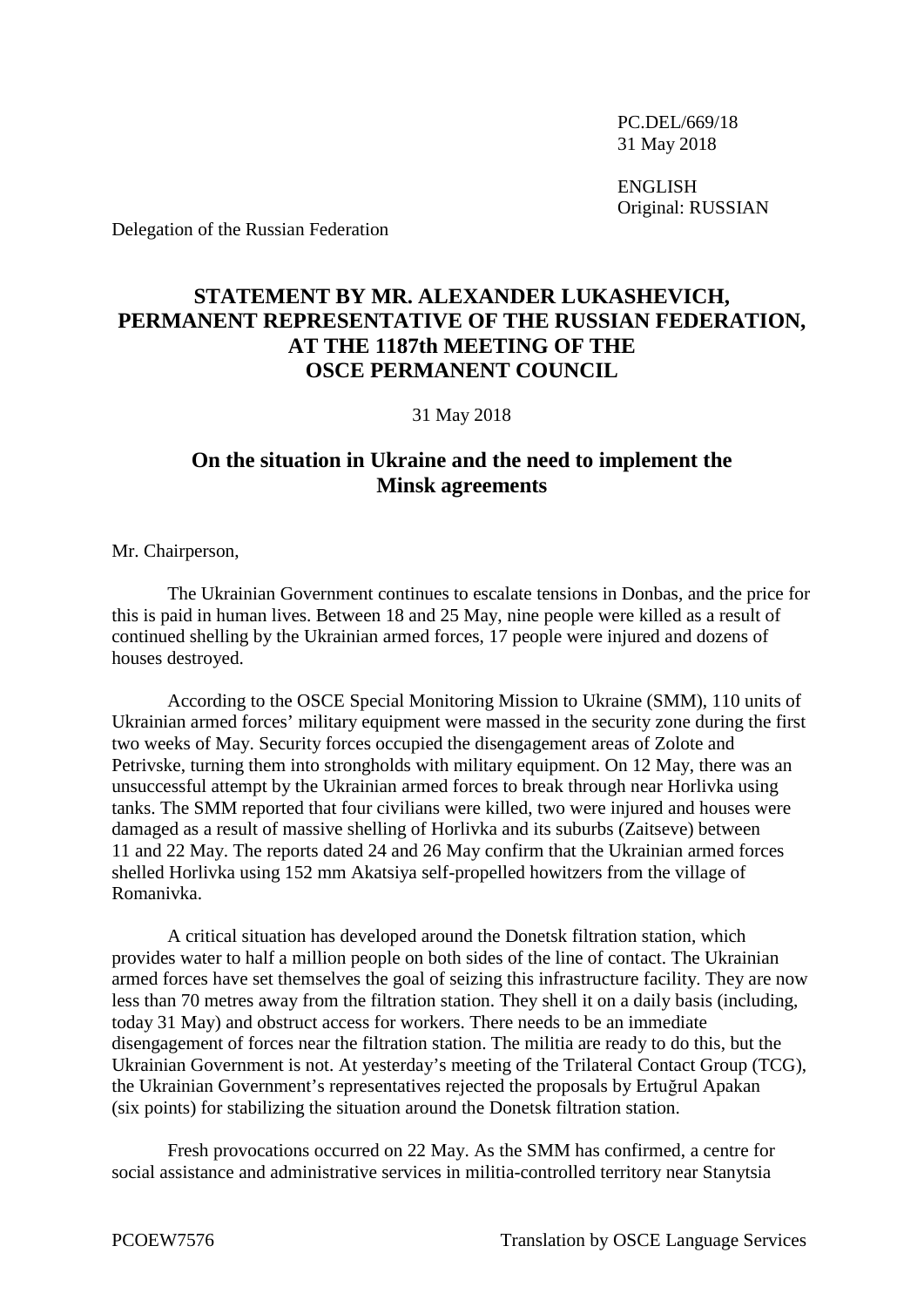PC.DEL/669/18
31 May 2018

ENGLISH
Original: RUSSIAN

Delegation of the Russian Federation

# STATEMENT BY MR. ALEXANDER LUKASHEVICH, PERMANENT REPRESENTATIVE OF THE RUSSIAN FEDERATION, AT THE 1187th MEETING OF THE OSCE PERMANENT COUNCIL

31 May 2018

## On the situation in Ukraine and the need to implement the Minsk agreements

Mr. Chairperson,

The Ukrainian Government continues to escalate tensions in Donbas, and the price for this is paid in human lives. Between 18 and 25 May, nine people were killed as a result of continued shelling by the Ukrainian armed forces, 17 people were injured and dozens of houses destroyed.

According to the OSCE Special Monitoring Mission to Ukraine (SMM), 110 units of Ukrainian armed forces' military equipment were massed in the security zone during the first two weeks of May. Security forces occupied the disengagement areas of Zolote and Petrivske, turning them into strongholds with military equipment. On 12 May, there was an unsuccessful attempt by the Ukrainian armed forces to break through near Horlivka using tanks. The SMM reported that four civilians were killed, two were injured and houses were damaged as a result of massive shelling of Horlivka and its suburbs (Zaitseve) between 11 and 22 May. The reports dated 24 and 26 May confirm that the Ukrainian armed forces shelled Horlivka using 152 mm Akatsiya self-propelled howitzers from the village of Romanivka.

A critical situation has developed around the Donetsk filtration station, which provides water to half a million people on both sides of the line of contact. The Ukrainian armed forces have set themselves the goal of seizing this infrastructure facility. They are now less than 70 metres away from the filtration station. They shell it on a daily basis (including, today 31 May) and obstruct access for workers. There needs to be an immediate disengagement of forces near the filtration station. The militia are ready to do this, but the Ukrainian Government is not. At yesterday's meeting of the Trilateral Contact Group (TCG), the Ukrainian Government's representatives rejected the proposals by Ertuğrul Apakan (six points) for stabilizing the situation around the Donetsk filtration station.

Fresh provocations occurred on 22 May. As the SMM has confirmed, a centre for social assistance and administrative services in militia-controlled territory near Stanytsia

PCOEW7576 Translation by OSCE Language Services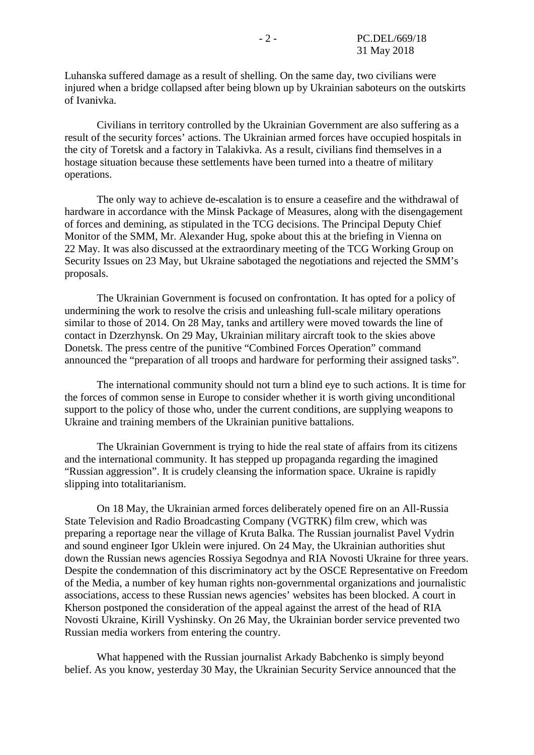Luhanska suffered damage as a result of shelling. On the same day, two civilians were injured when a bridge collapsed after being blown up by Ukrainian saboteurs on the outskirts of Ivanivka.

Civilians in territory controlled by the Ukrainian Government are also suffering as a result of the security forces' actions. The Ukrainian armed forces have occupied hospitals in the city of Toretsk and a factory in Talakivka. As a result, civilians find themselves in a hostage situation because these settlements have been turned into a theatre of military operations.

The only way to achieve de-escalation is to ensure a ceasefire and the withdrawal of hardware in accordance with the Minsk Package of Measures, along with the disengagement of forces and demining, as stipulated in the TCG decisions. The Principal Deputy Chief Monitor of the SMM, Mr. Alexander Hug, spoke about this at the briefing in Vienna on 22 May. It was also discussed at the extraordinary meeting of the TCG Working Group on Security Issues on 23 May, but Ukraine sabotaged the negotiations and rejected the SMM's proposals.

The Ukrainian Government is focused on confrontation. It has opted for a policy of undermining the work to resolve the crisis and unleashing full-scale military operations similar to those of 2014. On 28 May, tanks and artillery were moved towards the line of contact in Dzerzhynsk. On 29 May, Ukrainian military aircraft took to the skies above Donetsk. The press centre of the punitive "Combined Forces Operation" command announced the "preparation of all troops and hardware for performing their assigned tasks".

The international community should not turn a blind eye to such actions. It is time for the forces of common sense in Europe to consider whether it is worth giving unconditional support to the policy of those who, under the current conditions, are supplying weapons to Ukraine and training members of the Ukrainian punitive battalions.

The Ukrainian Government is trying to hide the real state of affairs from its citizens and the international community. It has stepped up propaganda regarding the imagined "Russian aggression". It is crudely cleansing the information space. Ukraine is rapidly slipping into totalitarianism.

On 18 May, the Ukrainian armed forces deliberately opened fire on an All-Russia State Television and Radio Broadcasting Company (VGTRK) film crew, which was preparing a reportage near the village of Kruta Balka. The Russian journalist Pavel Vydrin and sound engineer Igor Uklein were injured. On 24 May, the Ukrainian authorities shut down the Russian news agencies Rossiya Segodnya and RIA Novosti Ukraine for three years. Despite the condemnation of this discriminatory act by the OSCE Representative on Freedom of the Media, a number of key human rights non-governmental organizations and journalistic associations, access to these Russian news agencies' websites has been blocked. A court in Kherson postponed the consideration of the appeal against the arrest of the head of RIA Novosti Ukraine, Kirill Vyshinsky. On 26 May, the Ukrainian border service prevented two Russian media workers from entering the country.

What happened with the Russian journalist Arkady Babchenko is simply beyond belief. As you know, yesterday 30 May, the Ukrainian Security Service announced that the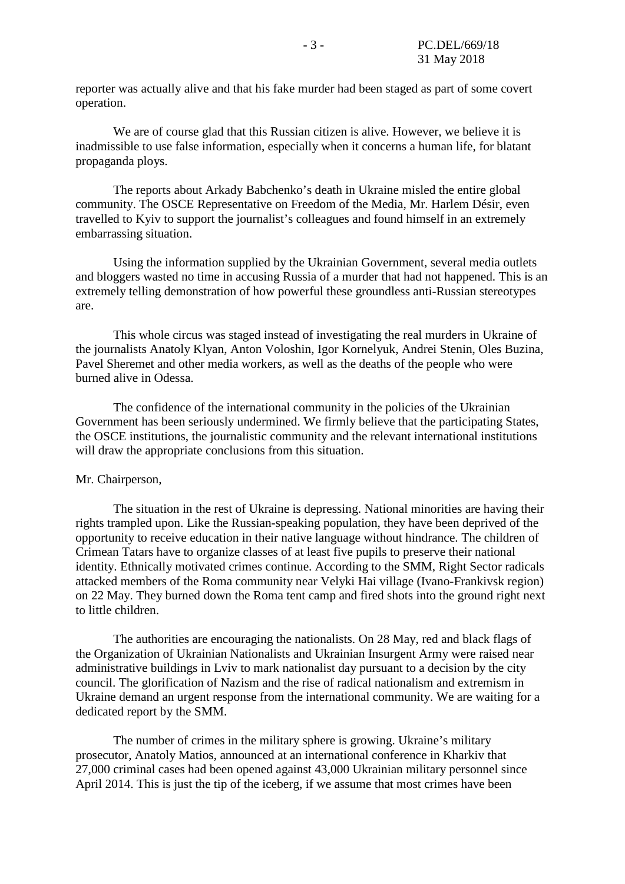reporter was actually alive and that his fake murder had been staged as part of some covert operation.

We are of course glad that this Russian citizen is alive. However, we believe it is inadmissible to use false information, especially when it concerns a human life, for blatant propaganda ploys.

The reports about Arkady Babchenko's death in Ukraine misled the entire global community. The OSCE Representative on Freedom of the Media, Mr. Harlem Désir, even travelled to Kyiv to support the journalist's colleagues and found himself in an extremely embarrassing situation.

Using the information supplied by the Ukrainian Government, several media outlets and bloggers wasted no time in accusing Russia of a murder that had not happened. This is an extremely telling demonstration of how powerful these groundless anti-Russian stereotypes are.

This whole circus was staged instead of investigating the real murders in Ukraine of the journalists Anatoly Klyan, Anton Voloshin, Igor Kornelyuk, Andrei Stenin, Oles Buzina, Pavel Sheremet and other media workers, as well as the deaths of the people who were burned alive in Odessa.

The confidence of the international community in the policies of the Ukrainian Government has been seriously undermined. We firmly believe that the participating States, the OSCE institutions, the journalistic community and the relevant international institutions will draw the appropriate conclusions from this situation.

Mr. Chairperson,

The situation in the rest of Ukraine is depressing. National minorities are having their rights trampled upon. Like the Russian-speaking population, they have been deprived of the opportunity to receive education in their native language without hindrance. The children of Crimean Tatars have to organize classes of at least five pupils to preserve their national identity. Ethnically motivated crimes continue. According to the SMM, Right Sector radicals attacked members of the Roma community near Velyki Hai village (Ivano-Frankivsk region) on 22 May. They burned down the Roma tent camp and fired shots into the ground right next to little children.

The authorities are encouraging the nationalists. On 28 May, red and black flags of the Organization of Ukrainian Nationalists and Ukrainian Insurgent Army were raised near administrative buildings in Lviv to mark nationalist day pursuant to a decision by the city council. The glorification of Nazism and the rise of radical nationalism and extremism in Ukraine demand an urgent response from the international community. We are waiting for a dedicated report by the SMM.

The number of crimes in the military sphere is growing. Ukraine's military prosecutor, Anatoly Matios, announced at an international conference in Kharkiv that 27,000 criminal cases had been opened against 43,000 Ukrainian military personnel since April 2014. This is just the tip of the iceberg, if we assume that most crimes have been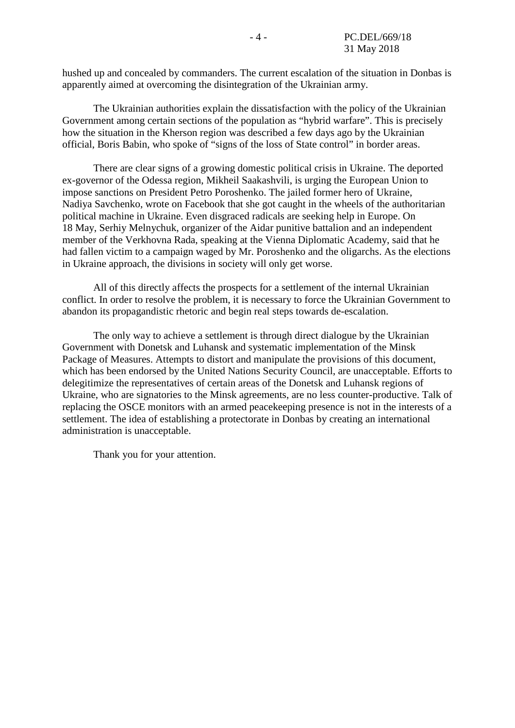hushed up and concealed by commanders. The current escalation of the situation in Donbas is apparently aimed at overcoming the disintegration of the Ukrainian army.

The Ukrainian authorities explain the dissatisfaction with the policy of the Ukrainian Government among certain sections of the population as “hybrid warfare”. This is precisely how the situation in the Kherson region was described a few days ago by the Ukrainian official, Boris Babin, who spoke of “signs of the loss of State control” in border areas.

There are clear signs of a growing domestic political crisis in Ukraine. The deported ex-governor of the Odessa region, Mikheil Saakashvili, is urging the European Union to impose sanctions on President Petro Poroshenko. The jailed former hero of Ukraine, Nadiya Savchenko, wrote on Facebook that she got caught in the wheels of the authoritarian political machine in Ukraine. Even disgraced radicals are seeking help in Europe. On 18 May, Serhiy Melnychuk, organizer of the Aidar punitive battalion and an independent member of the Verkhovna Rada, speaking at the Vienna Diplomatic Academy, said that he had fallen victim to a campaign waged by Mr. Poroshenko and the oligarchs. As the elections in Ukraine approach, the divisions in society will only get worse.

All of this directly affects the prospects for a settlement of the internal Ukrainian conflict. In order to resolve the problem, it is necessary to force the Ukrainian Government to abandon its propagandistic rhetoric and begin real steps towards de-escalation.

The only way to achieve a settlement is through direct dialogue by the Ukrainian Government with Donetsk and Luhansk and systematic implementation of the Minsk Package of Measures. Attempts to distort and manipulate the provisions of this document, which has been endorsed by the United Nations Security Council, are unacceptable. Efforts to delegitimize the representatives of certain areas of the Donetsk and Luhansk regions of Ukraine, who are signatories to the Minsk agreements, are no less counter-productive. Talk of replacing the OSCE monitors with an armed peacekeeping presence is not in the interests of a settlement. The idea of establishing a protectorate in Donbas by creating an international administration is unacceptable.

Thank you for your attention.